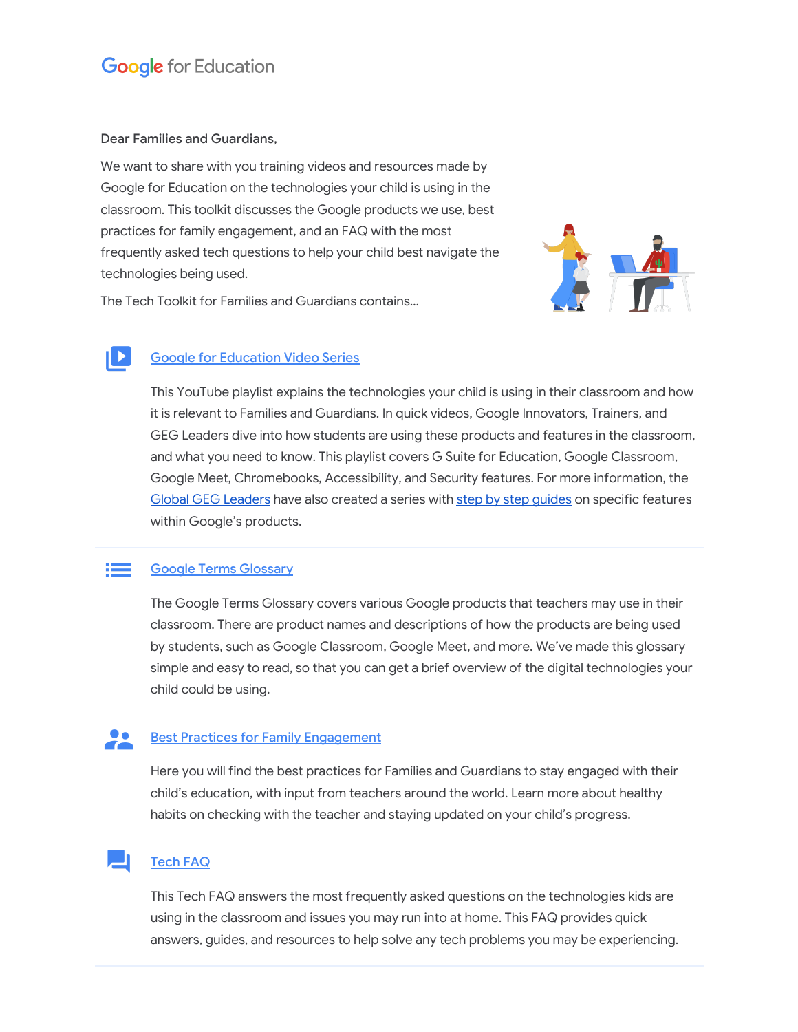Google for Education

Dear Families and Guardians,

We want to share with you training videos and resources made by Google for Education on the technologies your child is using in the classroom. This toolkit discusses the Google products we use, best practices for family engagement, and an FAQ with the most frequently asked tech questions to help your child best navigate the technologies being used.

The Tech Toolkit for Families and Guardians contains...

## Google for Education Video Series

This YouTube playlist explains the technologies your child is using in their classroom and how it is relevant to Families and Guardians. In quick videos, Google Innovators, Trainers, and GEG Leaders dive into how students are using these products and features in the classroom, and what you need to know. This playlist covers G Suite for Education, Google Classroom, Google Meet, Chromebooks, Accessibility, and Security features. For more information, the Global GEG Leaders have also created a series with step by step guides on specific features within Google's products.

## Google Terms Glossary

The Google Terms Glossary covers various Google products that teachers may use in their classroom. There are product names and descriptions of how the products are being used by students, such as Google Classroom, Google Meet, and more. We've made this glossary simple and easy to read, so that you can get a brief overview of the digital technologies your child could be using.

## Best Practices for Family Engagement

Here you will find the best practices for Families and Guardians to stay engaged with their child's education, with input from teachers around the world. Learn more about healthy habits on checking with the teacher and staying updated on your child's progress.

## Tech FAQ

This Tech FAQ answers the most frequently asked questions on the technologies kids are using in the classroom and issues you may run into at home. This FAQ provides quick answers, guides, and resources to help solve any tech problems you may be experiencing.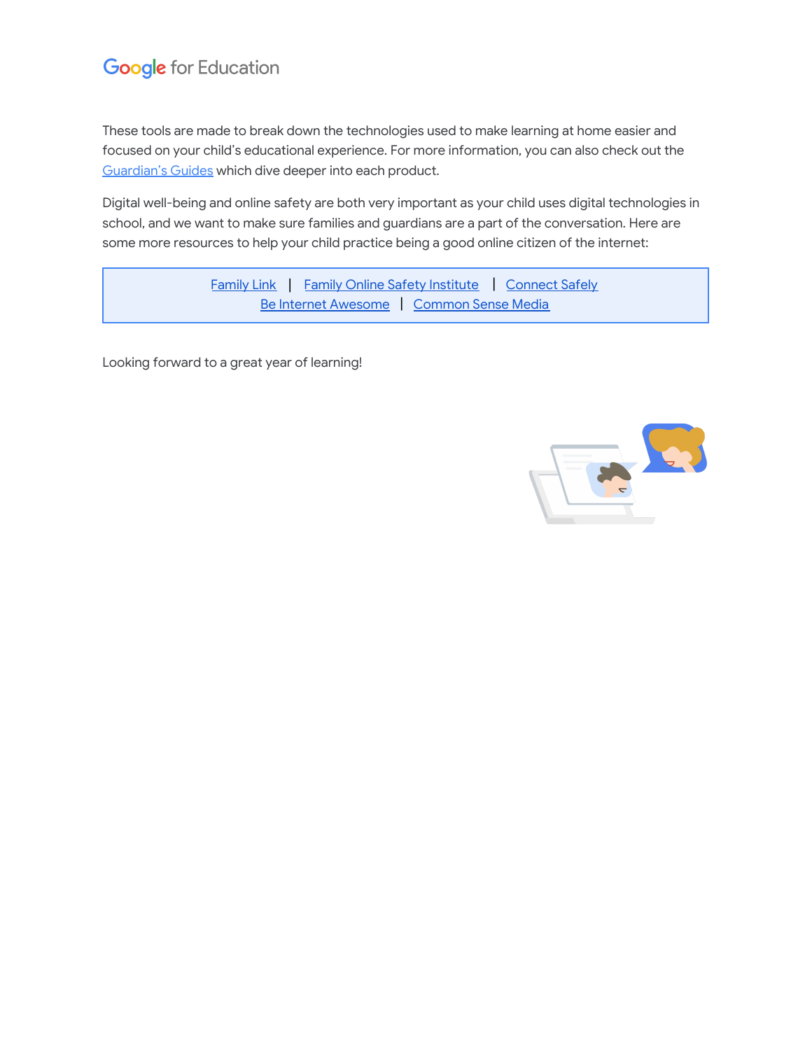Google for Education

These tools are made to break down the technologies used to make learning at home easier and focused on your child's educational experience. For more information, you can also check out the Guardian's Guides which dive deeper into each product.

Digital well-being and online safety are both very important as your child uses digital technologies in school, and we want to make sure families and guardians are a part of the conversation. Here are some more resources to help your child practice being a good online citizen of the internet:

Family Link | Family Online Safety Institute | Connect Safely
Be Internet Awesome | Common Sense Media

Looking forward to a great year of learning!